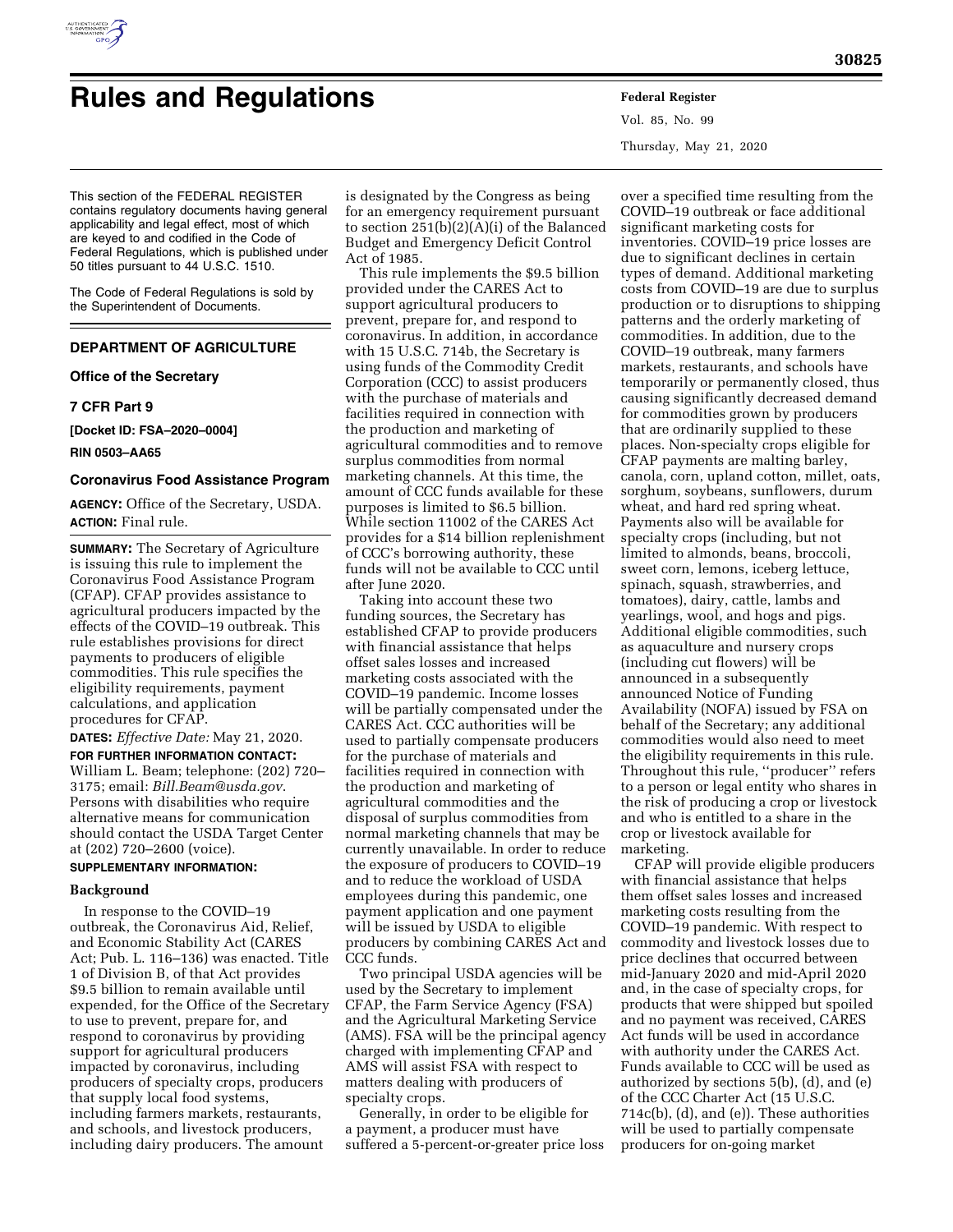# Rules and Regulations

This section of the FEDERAL REGISTER contains regulatory documents having general applicability and legal effect, most of which are keyed to and codified in the Code of Federal Regulations, which is published under 50 titles pursuant to 44 U.S.C. 1510.

The Code of Federal Regulations is sold by the Superintendent of Documents.

## DEPARTMENT OF AGRICULTURE

### Office of the Secretary

### 7 CFR Part 9

**[Docket ID: FSA–2020–0004]**

**RIN 0503–AA65**

### Coronavirus Food Assistance Program

**AGENCY:** Office of the Secretary, USDA.

**ACTION:** Final rule.

**SUMMARY:** The Secretary of Agriculture is issuing this rule to implement the Coronavirus Food Assistance Program (CFAP). CFAP provides assistance to agricultural producers impacted by the effects of the COVID–19 outbreak. This rule establishes provisions for direct payments to producers of eligible commodities. This rule specifies the eligibility requirements, payment calculations, and application procedures for CFAP.

**DATES:** *Effective Date:* May 21, 2020.

**FOR FURTHER INFORMATION CONTACT:** William L. Beam; telephone: (202) 720–3175; email: *Bill.Beam@usda.gov.* Persons with disabilities who require alternative means for communication should contact the USDA Target Center at (202) 720–2600 (voice).

**SUPPLEMENTARY INFORMATION:**

#### Background

In response to the COVID–19 outbreak, the Coronavirus Aid, Relief, and Economic Stability Act (CARES Act; Pub. L. 116–136) was enacted. Title 1 of Division B, of that Act provides $9.5 billion to remain available until expended, for the Office of the Secretary to use to prevent, prepare for, and respond to coronavirus by providing support for agricultural producers impacted by coronavirus, including producers of specialty crops, producers that supply local food systems, including farmers markets, restaurants, and schools, and livestock producers, including dairy producers. The amount is designated by the Congress as being for an emergency requirement pursuant to section 251(b)(2)(A)(i) of the Balanced Budget and Emergency Deficit Control Act of 1985.

This rule implements the $9.5 billion provided under the CARES Act to support agricultural producers to prevent, prepare for, and respond to coronavirus. In addition, in accordance with 15 U.S.C. 714b, the Secretary is using funds of the Commodity Credit Corporation (CCC) to assist producers with the purchase of materials and facilities required in connection with the production and marketing of agricultural commodities and to remove surplus commodities from normal marketing channels. At this time, the amount of CCC funds available for these purposes is limited to $6.5 billion. While section 11002 of the CARES Act provides for a $14 billion replenishment of CCC's borrowing authority, these funds will not be available to CCC until after June 2020.

Taking into account these two funding sources, the Secretary has established CFAP to provide producers with financial assistance that helps offset sales losses and increased marketing costs associated with the COVID–19 pandemic. Income losses will be partially compensated under the CARES Act. CCC authorities will be used to partially compensate producers for the purchase of materials and facilities required in connection with the production and marketing of agricultural commodities and the disposal of surplus commodities from normal marketing channels that may be currently unavailable. In order to reduce the exposure of producers to COVID–19 and to reduce the workload of USDA employees during this pandemic, one payment application and one payment will be issued by USDA to eligible producers by combining CARES Act and CCC funds.

Two principal USDA agencies will be used by the Secretary to implement CFAP, the Farm Service Agency (FSA) and the Agricultural Marketing Service (AMS). FSA will be the principal agency charged with implementing CFAP and AMS will assist FSA with respect to matters dealing with producers of specialty crops.

Generally, in order to be eligible for a payment, a producer must have suffered a 5-percent-or-greater price loss over a specified time resulting from the COVID–19 outbreak or face additional significant marketing costs for inventories. COVID–19 price losses are due to significant declines in certain types of demand. Additional marketing costs from COVID–19 are due to surplus production or to disruptions to shipping patterns and the orderly marketing of commodities. In addition, due to the COVID–19 outbreak, many farmers markets, restaurants, and schools have temporarily or permanently closed, thus causing significantly decreased demand for commodities grown by producers that are ordinarily supplied to these places. Non-specialty crops eligible for CFAP payments are malting barley, canola, corn, upland cotton, millet, oats, sorghum, soybeans, sunflowers, durum wheat, and hard red spring wheat. Payments also will be available for specialty crops (including, but not limited to almonds, beans, broccoli, sweet corn, lemons, iceberg lettuce, spinach, squash, strawberries, and tomatoes), dairy, cattle, lambs and yearlings, wool, and hogs and pigs. Additional eligible commodities, such as aquaculture and nursery crops (including cut flowers) will be announced in a subsequently announced Notice of Funding Availability (NOFA) issued by FSA on behalf of the Secretary; any additional commodities would also need to meet the eligibility requirements in this rule. Throughout this rule, ''producer'' refers to a person or legal entity who shares in the risk of producing a crop or livestock and who is entitled to a share in the crop or livestock available for marketing.

CFAP will provide eligible producers with financial assistance that helps them offset sales losses and increased marketing costs resulting from the COVID–19 pandemic. With respect to commodity and livestock losses due to price declines that occurred between mid-January 2020 and mid-April 2020 and, in the case of specialty crops, for products that were shipped but spoiled and no payment was received, CARES Act funds will be used in accordance with authority under the CARES Act. Funds available to CCC will be used as authorized by sections 5(b), (d), and (e) of the CCC Charter Act (15 U.S.C. 714c(b), (d), and (e)). These authorities will be used to partially compensate producers for on-going market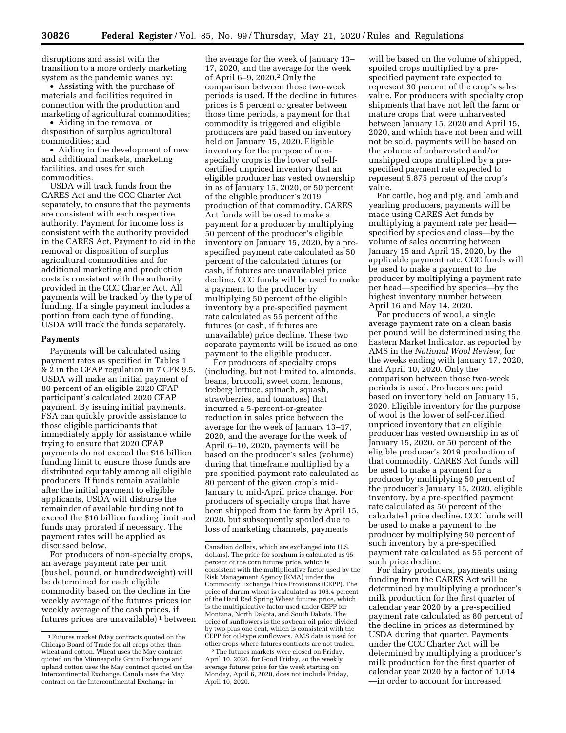disruptions and assist with the transition to a more orderly marketing system as the pandemic wanes by:

- Assisting with the purchase of materials and facilities required in connection with the production and marketing of agricultural commodities;
- Aiding in the removal or disposition of surplus agricultural commodities; and
- Aiding in the development of new and additional markets, marketing facilities, and uses for such commodities.

USDA will track funds from the CARES Act and the CCC Charter Act separately, to ensure that the payments are consistent with each respective authority. Payment for income loss is consistent with the authority provided in the CARES Act. Payment to aid in the removal or disposition of surplus agricultural commodities and for additional marketing and production costs is consistent with the authority provided in the CCC Charter Act. All payments will be tracked by the type of funding. If a single payment includes a portion from each type of funding, USDA will track the funds separately.

### Payments

Payments will be calculated using payment rates as specified in Tables 1 & 2 in the CFAP regulation in 7 CFR 9.5. USDA will make an initial payment of 80 percent of an eligible 2020 CFAP participant's calculated 2020 CFAP payment. By issuing initial payments, FSA can quickly provide assistance to those eligible participants that immediately apply for assistance while trying to ensure that 2020 CFAP payments do not exceed the $16 billion funding limit to ensure those funds are distributed equitably among all eligible producers. If funds remain available after the initial payment to eligible applicants, USDA will disburse the remainder of available funding not to exceed the $16 billion funding limit and funds may prorated if necessary. The payment rates will be applied as discussed below.

For producers of non-specialty crops, an average payment rate per unit (bushel, pound, or hundredweight) will be determined for each eligible commodity based on the decline in the weekly average of the futures prices (or weekly average of the cash prices, if futures prices are unavailable) [1] between the average for the week of January 13–17, 2020, and the average for the week of April 6–9, 2020.[2] Only the comparison between those two-week periods is used. If the decline in futures prices is 5 percent or greater between those time periods, a payment for that commodity is triggered and eligible producers are paid based on inventory held on January 15, 2020. Eligible inventory for the purpose of non-specialty crops is the lower of self-certified unpriced inventory that an eligible producer has vested ownership in as of January 15, 2020, or 50 percent of the eligible producer's 2019 production of that commodity. CARES Act funds will be used to make a payment for a producer by multiplying 50 percent of the producer's eligible inventory on January 15, 2020, by a pre-specified payment rate calculated as 50 percent of the calculated futures (or cash, if futures are unavailable) price decline. CCC funds will be used to make a payment to the producer by multiplying 50 percent of the eligible inventory by a pre-specified payment rate calculated as 55 percent of the futures (or cash, if futures are unavailable) price decline. These two separate payments will be issued as one payment to the eligible producer.

For producers of specialty crops (including, but not limited to, almonds, beans, broccoli, sweet corn, lemons, iceberg lettuce, spinach, squash, strawberries, and tomatoes) that incurred a 5-percent-or-greater reduction in sales price between the average for the week of January 13–17, 2020, and the average for the week of April 6–10, 2020, payments will be based on the producer's sales (volume) during that timeframe multiplied by a pre-specified payment rate calculated as 80 percent of the given crop's mid-January to mid-April price change. For producers of specialty crops that have been shipped from the farm by April 15, 2020, but subsequently spoiled due to loss of marketing channels, payments will be based on the volume of shipped, spoiled crops multiplied by a pre-specified payment rate expected to represent 30 percent of the crop's sales value. For producers with specialty crop shipments that have not left the farm or mature crops that were unharvested between January 15, 2020 and April 15, 2020, and which have not been and will not be sold, payments will be based on the volume of unharvested and/or unshipped crops multiplied by a pre-specified payment rate expected to represent 5.875 percent of the crop's value.

For cattle, hog and pig, and lamb and yearling producers, payments will be made using CARES Act funds by multiplying a payment rate per head—specified by species and class—by the volume of sales occurring between January 15 and April 15, 2020, by the applicable payment rate. CCC funds will be used to make a payment to the producer by multiplying a payment rate per head—specified by species—by the highest inventory number between April 16 and May 14, 2020.

For producers of wool, a single average payment rate on a clean basis per pound will be determined using the Eastern Market Indicator, as reported by AMS in the *National Wool Review,* for the weeks ending with January 17, 2020, and April 10, 2020. Only the comparison between those two-week periods is used. Producers are paid based on inventory held on January 15, 2020. Eligible inventory for the purpose of wool is the lower of self-certified unpriced inventory that an eligible producer has vested ownership in as of January 15, 2020, or 50 percent of the eligible producer's 2019 production of that commodity. CARES Act funds will be used to make a payment for a producer by multiplying 50 percent of the producer's January 15, 2020, eligible inventory, by a pre-specified payment rate calculated as 50 percent of the calculated price decline. CCC funds will be used to make a payment to the producer by multiplying 50 percent of such inventory by a pre-specified payment rate calculated as 55 percent of such price decline.

For dairy producers, payments using funding from the CARES Act will be determined by multiplying a producer's milk production for the first quarter of calendar year 2020 by a pre-specified payment rate calculated as 80 percent of the decline in prices as determined by USDA during that quarter. Payments under the CCC Charter Act will be determined by multiplying a producer's milk production for the first quarter of calendar year 2020 by a factor of 1.014 —in order to account for increased

---

[1] Futures market (May contracts quoted on the Chicago Board of Trade for all crops other than wheat and cotton. Wheat uses the May contract quoted on the Minneapolis Grain Exchange and upland cotton uses the May contract quoted on the Intercontinental Exchange. Canola uses the May contract on the Intercontinental Exchange in Canadian dollars, which are exchanged into U.S. dollars). The price for sorghum is calculated as 95 percent of the corn futures price, which is consistent with the multiplicative factor used by the Risk Management Agency (RMA) under the Commodity Exchange Price Provisions (CEPP). The price of durum wheat is calculated as 103.4 percent of the Hard Red Spring Wheat futures price, which is the multiplicative factor used under CEPP for Montana, North Dakota, and South Dakota. The price of sunflowers is the soybean oil price divided by two plus one cent, which is consistent with the CEPP for oil-type sunflowers. AMS data is used for other crops where futures contracts are not traded.

[2] The futures markets were closed on Friday, April 10, 2020, for Good Friday, so the weekly average futures price for the week starting on Monday, April 6, 2020, does not include Friday, April 10, 2020.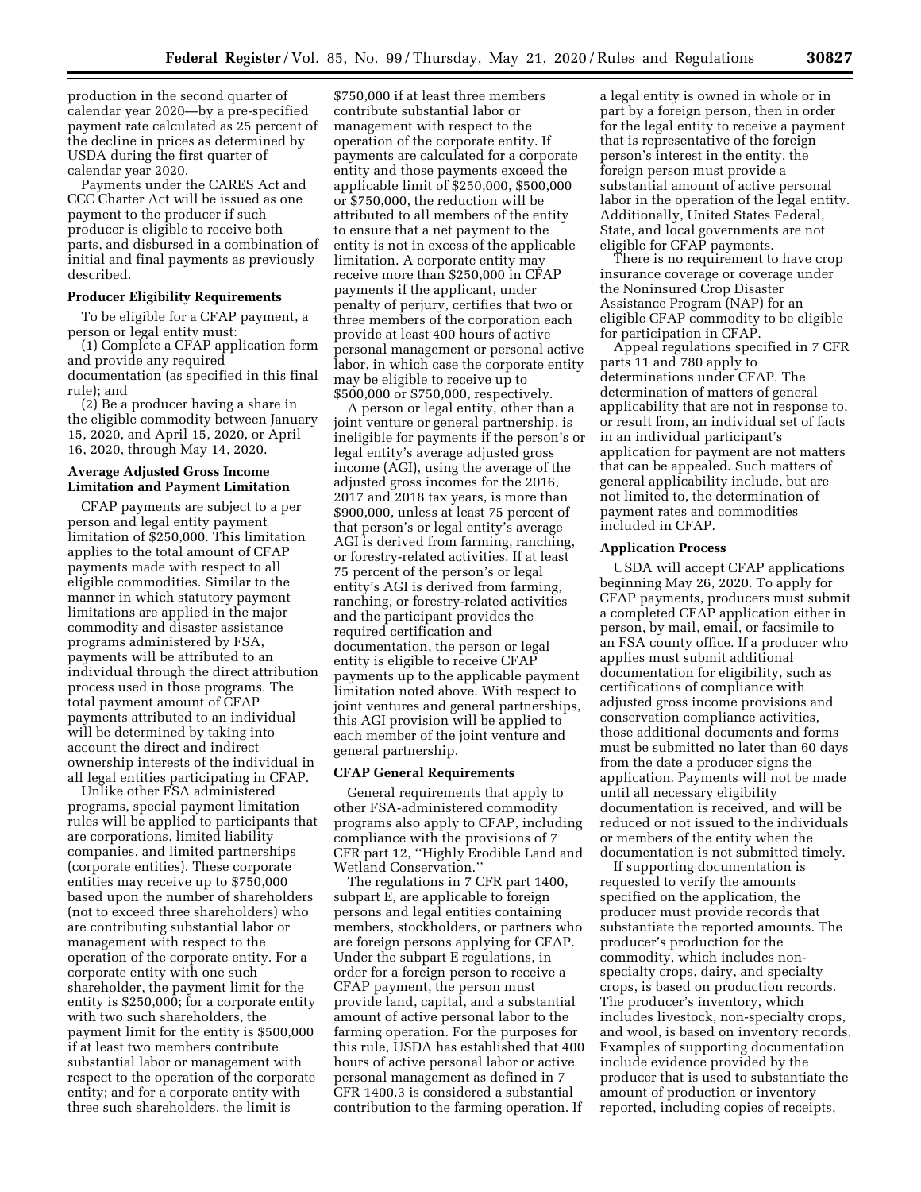production in the second quarter of calendar year 2020—by a pre-specified payment rate calculated as 25 percent of the decline in prices as determined by USDA during the first quarter of calendar year 2020.

Payments under the CARES Act and CCC Charter Act will be issued as one payment to the producer if such producer is eligible to receive both parts, and disbursed in a combination of initial and final payments as previously described.

**Producer Eligibility Requirements**

To be eligible for a CFAP payment, a person or legal entity must:

(1) Complete a CFAP application form and provide any required documentation (as specified in this final rule); and

(2) Be a producer having a share in the eligible commodity between January 15, 2020, and April 15, 2020, or April 16, 2020, through May 14, 2020.

**Average Adjusted Gross Income Limitation and Payment Limitation**

CFAP payments are subject to a per person and legal entity payment limitation of $250,000. This limitation applies to the total amount of CFAP payments made with respect to all eligible commodities. Similar to the manner in which statutory payment limitations are applied in the major commodity and disaster assistance programs administered by FSA, payments will be attributed to an individual through the direct attribution process used in those programs. The total payment amount of CFAP payments attributed to an individual will be determined by taking into account the direct and indirect ownership interests of the individual in all legal entities participating in CFAP.

Unlike other FSA administered programs, special payment limitation rules will be applied to participants that are corporations, limited liability companies, and limited partnerships (corporate entities). These corporate entities may receive up to $750,000 based upon the number of shareholders (not to exceed three shareholders) who are contributing substantial labor or management with respect to the operation of the corporate entity. For a corporate entity with one such shareholder, the payment limit for the entity is $250,000; for a corporate entity with two such shareholders, the payment limit for the entity is $500,000 if at least two members contribute substantial labor or management with respect to the operation of the corporate entity; and for a corporate entity with three such shareholders, the limit is $750,000 if at least three members contribute substantial labor or management with respect to the operation of the corporate entity. If payments are calculated for a corporate entity and those payments exceed the applicable limit of $250,000, $500,000 or $750,000, the reduction will be attributed to all members of the entity to ensure that a net payment to the entity is not in excess of the applicable limitation. A corporate entity may receive more than $250,000 in CFAP payments if the applicant, under penalty of perjury, certifies that two or three members of the corporation each provide at least 400 hours of active personal management or personal active labor, in which case the corporate entity may be eligible to receive up to $500,000 or $750,000, respectively.

A person or legal entity, other than a joint venture or general partnership, is ineligible for payments if the person's or legal entity's average adjusted gross income (AGI), using the average of the adjusted gross incomes for the 2016, 2017 and 2018 tax years, is more than $900,000, unless at least 75 percent of that person's or legal entity's average AGI is derived from farming, ranching, or forestry-related activities. If at least 75 percent of the person's or legal entity's AGI is derived from farming, ranching, or forestry-related activities and the participant provides the required certification and documentation, the person or legal entity is eligible to receive CFAP payments up to the applicable payment limitation noted above. With respect to joint ventures and general partnerships, this AGI provision will be applied to each member of the joint venture and general partnership.

**CFAP General Requirements**

General requirements that apply to other FSA-administered commodity programs also apply to CFAP, including compliance with the provisions of 7 CFR part 12, ''Highly Erodible Land and Wetland Conservation.''

The regulations in 7 CFR part 1400, subpart E, are applicable to foreign persons and legal entities containing members, stockholders, or partners who are foreign persons applying for CFAP. Under the subpart E regulations, in order for a foreign person to receive a CFAP payment, the person must provide land, capital, and a substantial amount of active personal labor to the farming operation. For the purposes for this rule, USDA has established that 400 hours of active personal labor or active personal management as defined in 7 CFR 1400.3 is considered a substantial contribution to the farming operation. If a legal entity is owned in whole or in part by a foreign person, then in order for the legal entity to receive a payment that is representative of the foreign person's interest in the entity, the foreign person must provide a substantial amount of active personal labor in the operation of the legal entity. Additionally, United States Federal, State, and local governments are not eligible for CFAP payments.

There is no requirement to have crop insurance coverage or coverage under the Noninsured Crop Disaster Assistance Program (NAP) for an eligible CFAP commodity to be eligible for participation in CFAP.

Appeal regulations specified in 7 CFR parts 11 and 780 apply to determinations under CFAP. The determination of matters of general applicability that are not in response to, or result from, an individual set of facts in an individual participant's application for payment are not matters that can be appealed. Such matters of general applicability include, but are not limited to, the determination of payment rates and commodities included in CFAP.

**Application Process**

USDA will accept CFAP applications beginning May 26, 2020. To apply for CFAP payments, producers must submit a completed CFAP application either in person, by mail, email, or facsimile to an FSA county office. If a producer who applies must submit additional documentation for eligibility, such as certifications of compliance with adjusted gross income provisions and conservation compliance activities, those additional documents and forms must be submitted no later than 60 days from the date a producer signs the application. Payments will not be made until all necessary eligibility documentation is received, and will be reduced or not issued to the individuals or members of the entity when the documentation is not submitted timely.

If supporting documentation is requested to verify the amounts specified on the application, the producer must provide records that substantiate the reported amounts. The producer's production for the commodity, which includes non-specialty crops, dairy, and specialty crops, is based on production records. The producer's inventory, which includes livestock, non-specialty crops, and wool, is based on inventory records. Examples of supporting documentation include evidence provided by the producer that is used to substantiate the amount of production or inventory reported, including copies of receipts,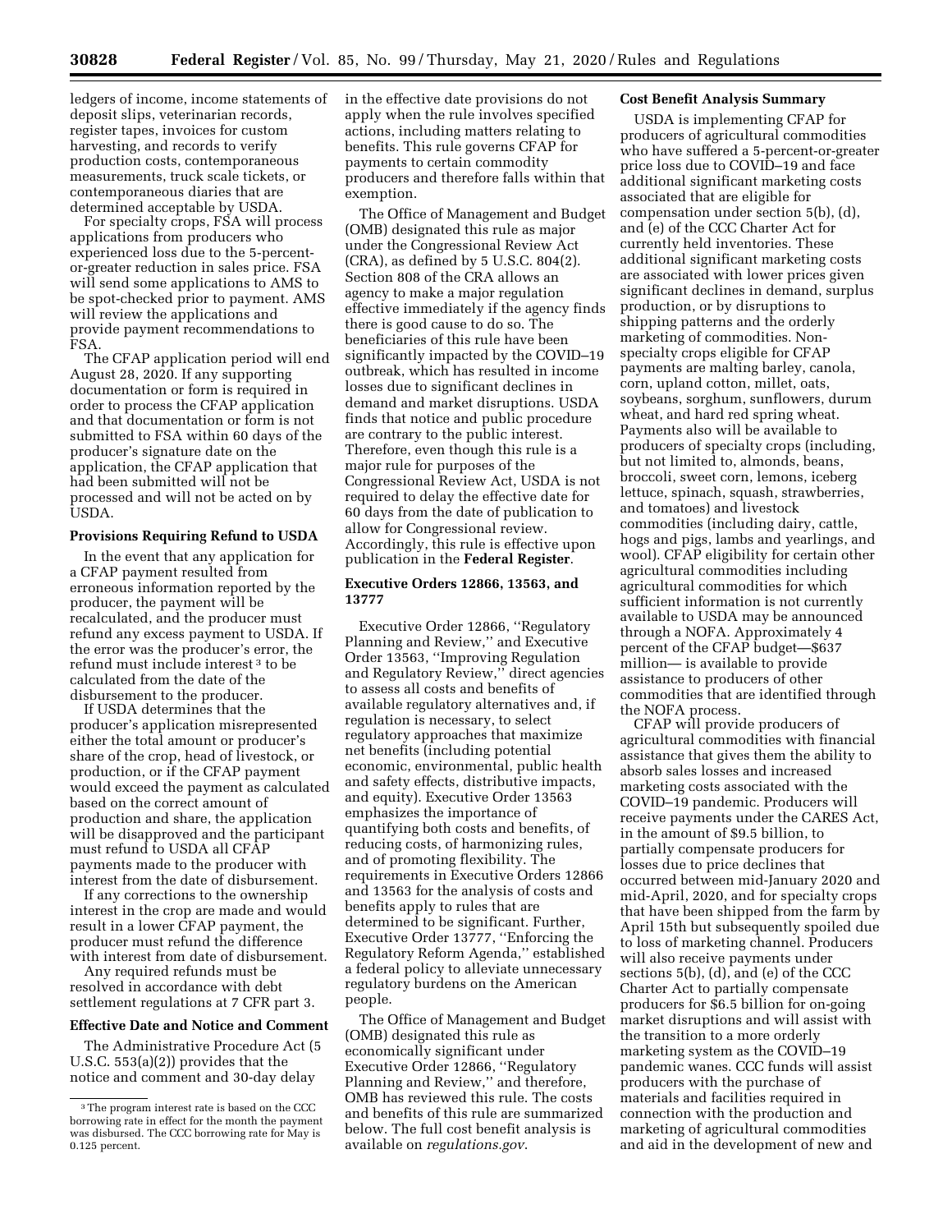ledgers of income, income statements of deposit slips, veterinarian records, register tapes, invoices for custom harvesting, and records to verify production costs, contemporaneous measurements, truck scale tickets, or contemporaneous diaries that are determined acceptable by USDA.

For specialty crops, FSA will process applications from producers who experienced loss due to the 5-percent-or-greater reduction in sales price. FSA will send some applications to AMS to be spot-checked prior to payment. AMS will review the applications and provide payment recommendations to FSA.

The CFAP application period will end August 28, 2020. If any supporting documentation or form is required in order to process the CFAP application and that documentation or form is not submitted to FSA within 60 days of the producer's signature date on the application, the CFAP application that had been submitted will not be processed and will not be acted on by USDA.

**Provisions Requiring Refund to USDA**

In the event that any application for a CFAP payment resulted from erroneous information reported by the producer, the payment will be recalculated, and the producer must refund any excess payment to USDA. If the error was the producer's error, the refund must include interest [3] to be calculated from the date of the disbursement to the producer.

If USDA determines that the producer's application misrepresented either the total amount or producer's share of the crop, head of livestock, or production, or if the CFAP payment would exceed the payment as calculated based on the correct amount of production and share, the application will be disapproved and the participant must refund to USDA all CFAP payments made to the producer with interest from the date of disbursement.

If any corrections to the ownership interest in the crop are made and would result in a lower CFAP payment, the producer must refund the difference with interest from date of disbursement.

Any required refunds must be resolved in accordance with debt settlement regulations at 7 CFR part 3.

**Effective Date and Notice and Comment**

The Administrative Procedure Act (5 U.S.C. 553(a)(2)) provides that the notice and comment and 30-day delay in the effective date provisions do not apply when the rule involves specified actions, including matters relating to benefits. This rule governs CFAP for payments to certain commodity producers and therefore falls within that exemption.

The Office of Management and Budget (OMB) designated this rule as major under the Congressional Review Act (CRA), as defined by 5 U.S.C. 804(2). Section 808 of the CRA allows an agency to make a major regulation effective immediately if the agency finds there is good cause to do so. The beneficiaries of this rule have been significantly impacted by the COVID–19 outbreak, which has resulted in income losses due to significant declines in demand and market disruptions. USDA finds that notice and public procedure are contrary to the public interest. Therefore, even though this rule is a major rule for purposes of the Congressional Review Act, USDA is not required to delay the effective date for 60 days from the date of publication to allow for Congressional review. Accordingly, this rule is effective upon publication in the **Federal Register**.

**Executive Orders 12866, 13563, and 13777**

Executive Order 12866, "Regulatory Planning and Review," and Executive Order 13563, "Improving Regulation and Regulatory Review," direct agencies to assess all costs and benefits of available regulatory alternatives and, if regulation is necessary, to select regulatory approaches that maximize net benefits (including potential economic, environmental, public health and safety effects, distributive impacts, and equity). Executive Order 13563 emphasizes the importance of quantifying both costs and benefits, of reducing costs, of harmonizing rules, and of promoting flexibility. The requirements in Executive Orders 12866 and 13563 for the analysis of costs and benefits apply to rules that are determined to be significant. Further, Executive Order 13777, "Enforcing the Regulatory Reform Agenda," established a federal policy to alleviate unnecessary regulatory burdens on the American people.

The Office of Management and Budget (OMB) designated this rule as economically significant under Executive Order 12866, "Regulatory Planning and Review," and therefore, OMB has reviewed this rule. The costs and benefits of this rule are summarized below. The full cost benefit analysis is available on *regulations.gov.*

**Cost Benefit Analysis Summary**

USDA is implementing CFAP for producers of agricultural commodities who have suffered a 5-percent-or-greater price loss due to COVID–19 and face additional significant marketing costs associated that are eligible for compensation under section 5(b), (d), and (e) of the CCC Charter Act for currently held inventories. These additional significant marketing costs are associated with lower prices given significant declines in demand, surplus production, or by disruptions to shipping patterns and the orderly marketing of commodities. Non-specialty crops eligible for CFAP payments are malting barley, canola, corn, upland cotton, millet, oats, soybeans, sorghum, sunflowers, durum wheat, and hard red spring wheat. Payments also will be available to producers of specialty crops (including, but not limited to, almonds, beans, broccoli, sweet corn, lemons, iceberg lettuce, spinach, squash, strawberries, and tomatoes) and livestock commodities (including dairy, cattle, hogs and pigs, lambs and yearlings, and wool). CFAP eligibility for certain other agricultural commodities including agricultural commodities for which sufficient information is not currently available to USDA may be announced through a NOFA. Approximately 4 percent of the CFAP budget—$637 million— is available to provide assistance to producers of other commodities that are identified through the NOFA process.

CFAP will provide producers of agricultural commodities with financial assistance that gives them the ability to absorb sales losses and increased marketing costs associated with the COVID–19 pandemic. Producers will receive payments under the CARES Act, in the amount of $9.5 billion, to partially compensate producers for losses due to price declines that occurred between mid-January 2020 and mid-April, 2020, and for specialty crops that have been shipped from the farm by April 15th but subsequently spoiled due to loss of marketing channel. Producers will also receive payments under sections 5(b), (d), and (e) of the CCC Charter Act to partially compensate producers for $6.5 billion for on-going market disruptions and will assist with the transition to a more orderly marketing system as the COVID–19 pandemic wanes. CCC funds will assist producers with the purchase of materials and facilities required in connection with the production and marketing of agricultural commodities and aid in the development of new and

[3] The program interest rate is based on the CCC borrowing rate in effect for the month the payment was disbursed. The CCC borrowing rate for May is 0.125 percent.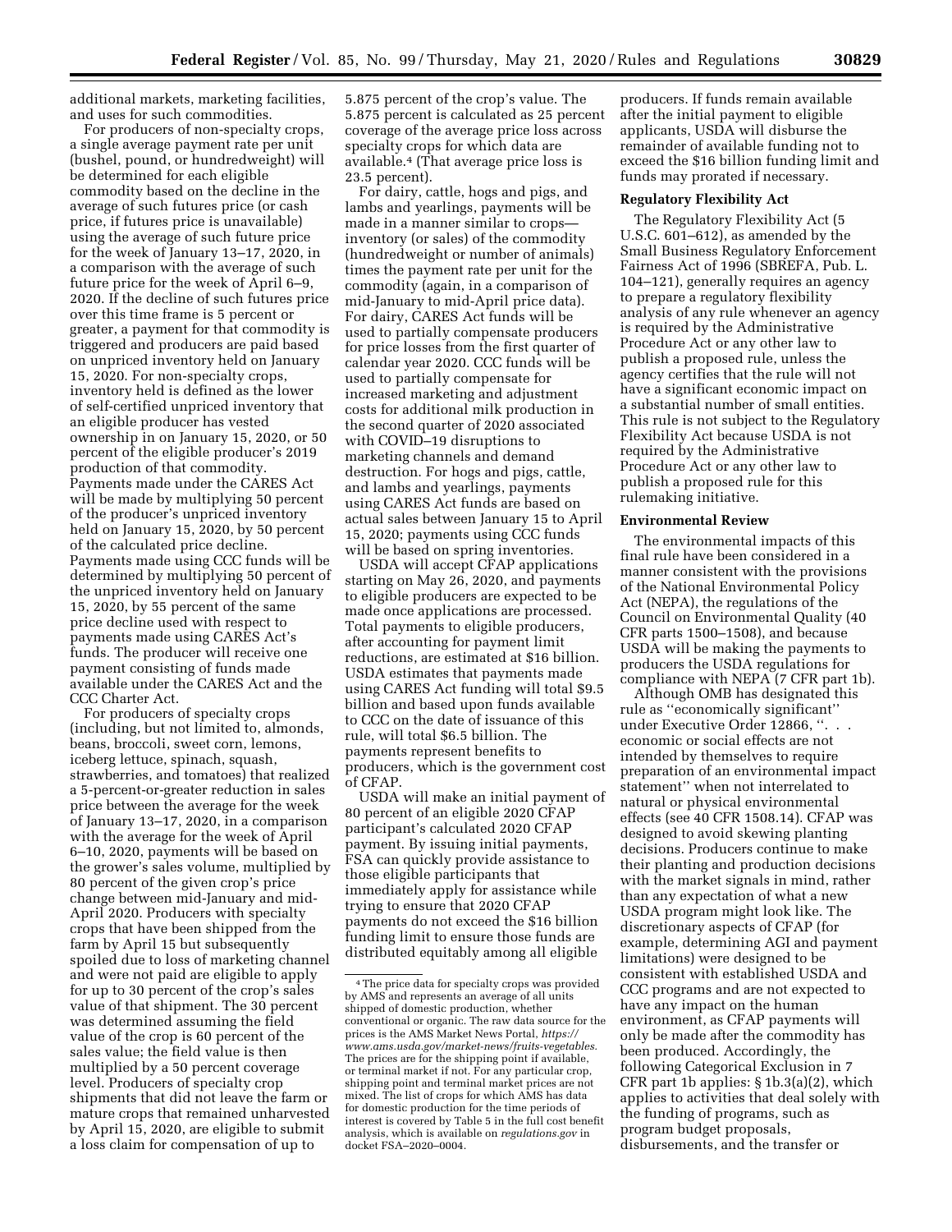additional markets, marketing facilities, and uses for such commodities.

For producers of non-specialty crops, a single average payment rate per unit (bushel, pound, or hundredweight) will be determined for each eligible commodity based on the decline in the average of such futures price (or cash price, if futures price is unavailable) using the average of such future price for the week of January 13–17, 2020, in a comparison with the average of such future price for the week of April 6–9, 2020. If the decline of such futures price over this time frame is 5 percent or greater, a payment for that commodity is triggered and producers are paid based on unpriced inventory held on January 15, 2020. For non-specialty crops, inventory held is defined as the lower of self-certified unpriced inventory that an eligible producer has vested ownership in on January 15, 2020, or 50 percent of the eligible producer's 2019 production of that commodity. Payments made under the CARES Act will be made by multiplying 50 percent of the producer's unpriced inventory held on January 15, 2020, by 50 percent of the calculated price decline. Payments made using CCC funds will be determined by multiplying 50 percent of the unpriced inventory held on January 15, 2020, by 55 percent of the same price decline used with respect to payments made using CARES Act's funds. The producer will receive one payment consisting of funds made available under the CARES Act and the CCC Charter Act.

For producers of specialty crops (including, but not limited to, almonds, beans, broccoli, sweet corn, lemons, iceberg lettuce, spinach, squash, strawberries, and tomatoes) that realized a 5-percent-or-greater reduction in sales price between the average for the week of January 13–17, 2020, in a comparison with the average for the week of April 6–10, 2020, payments will be based on the grower's sales volume, multiplied by 80 percent of the given crop's price change between mid-January and mid-April 2020. Producers with specialty crops that have been shipped from the farm by April 15 but subsequently spoiled due to loss of marketing channel and were not paid are eligible to apply for up to 30 percent of the crop's sales value of that shipment. The 30 percent was determined assuming the field value of the crop is 60 percent of the sales value; the field value is then multiplied by a 50 percent coverage level. Producers of specialty crop shipments that did not leave the farm or mature crops that remained unharvested by April 15, 2020, are eligible to submit a loss claim for compensation of up to 5.875 percent of the crop's value. The 5.875 percent is calculated as 25 percent coverage of the average price loss across specialty crops for which data are available.[4] (That average price loss is 23.5 percent).

For dairy, cattle, hogs and pigs, and lambs and yearlings, payments will be made in a manner similar to crops—inventory (or sales) of the commodity (hundredweight or number of animals) times the payment rate per unit for the commodity (again, in a comparison of mid-January to mid-April price data). For dairy, CARES Act funds will be used to partially compensate producers for price losses from the first quarter of calendar year 2020. CCC funds will be used to partially compensate for increased marketing and adjustment costs for additional milk production in the second quarter of 2020 associated with COVID–19 disruptions to marketing channels and demand destruction. For hogs and pigs, cattle, and lambs and yearlings, payments using CARES Act funds are based on actual sales between January 15 to April 15, 2020; payments using CCC funds will be based on spring inventories.

USDA will accept CFAP applications starting on May 26, 2020, and payments to eligible producers are expected to be made once applications are processed. Total payments to eligible producers, after accounting for payment limit reductions, are estimated at $16 billion. USDA estimates that payments made using CARES Act funding will total $9.5 billion and based upon funds available to CCC on the date of issuance of this rule, will total $6.5 billion. The payments represent benefits to producers, which is the government cost of CFAP.

USDA will make an initial payment of 80 percent of an eligible 2020 CFAP participant's calculated 2020 CFAP payment. By issuing initial payments, FSA can quickly provide assistance to those eligible participants that immediately apply for assistance while trying to ensure that 2020 CFAP payments do not exceed the $16 billion funding limit to ensure those funds are distributed equitably among all eligible producers. If funds remain available after the initial payment to eligible applicants, USDA will disburse the remainder of available funding not to exceed the $16 billion funding limit and funds may prorated if necessary.

[4] The price data for specialty crops was provided by AMS and represents an average of all units shipped of domestic production, whether conventional or organic. The raw data source for the prices is the AMS Market News Portal, *https://www.ams.usda.gov/market-news/fruits-vegetables.* The prices are for the shipping point if available, or terminal market if not. For any particular crop, shipping point and terminal market prices are not mixed. The list of crops for which AMS has data for domestic production for the time periods of interest is covered by Table 5 in the full cost benefit analysis, which is available on *regulations.gov* in docket FSA–2020–0004.

## Regulatory Flexibility Act

The Regulatory Flexibility Act (5 U.S.C. 601–612), as amended by the Small Business Regulatory Enforcement Fairness Act of 1996 (SBREFA, Pub. L. 104–121), generally requires an agency to prepare a regulatory flexibility analysis of any rule whenever an agency is required by the Administrative Procedure Act or any other law to publish a proposed rule, unless the agency certifies that the rule will not have a significant economic impact on a substantial number of small entities. This rule is not subject to the Regulatory Flexibility Act because USDA is not required by the Administrative Procedure Act or any other law to publish a proposed rule for this rulemaking initiative.

## Environmental Review

The environmental impacts of this final rule have been considered in a manner consistent with the provisions of the National Environmental Policy Act (NEPA), the regulations of the Council on Environmental Quality (40 CFR parts 1500–1508), and because USDA will be making the payments to producers the USDA regulations for compliance with NEPA (7 CFR part 1b).

Although OMB has designated this rule as "economically significant" under Executive Order 12866, ". . . economic or social effects are not intended by themselves to require preparation of an environmental impact statement" when not interrelated to natural or physical environmental effects (see 40 CFR 1508.14). CFAP was designed to avoid skewing planting decisions. Producers continue to make their planting and production decisions with the market signals in mind, rather than any expectation of what a new USDA program might look like. The discretionary aspects of CFAP (for example, determining AGI and payment limitations) were designed to be consistent with established USDA and CCC programs and are not expected to have any impact on the human environment, as CFAP payments will only be made after the commodity has been produced. Accordingly, the following Categorical Exclusion in 7 CFR part 1b applies: § 1b.3(a)(2), which applies to activities that deal solely with the funding of programs, such as program budget proposals, disbursements, and the transfer or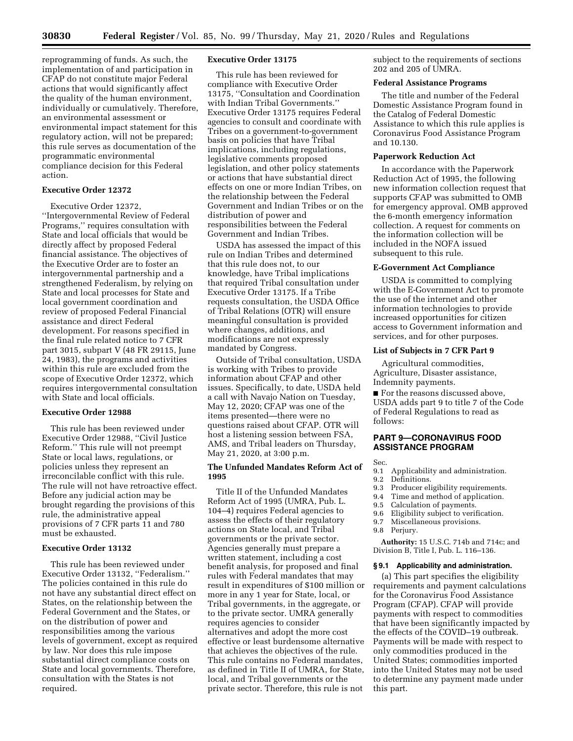reprogramming of funds. As such, the implementation of and participation in CFAP do not constitute major Federal actions that would significantly affect the quality of the human environment, individually or cumulatively. Therefore, an environmental assessment or environmental impact statement for this regulatory action, will not be prepared; this rule serves as documentation of the programmatic environmental compliance decision for this Federal action.

**Executive Order 12372**

Executive Order 12372, ''Intergovernmental Review of Federal Programs,'' requires consultation with State and local officials that would be directly affect by proposed Federal financial assistance. The objectives of the Executive Order are to foster an intergovernmental partnership and a strengthened Federalism, by relying on State and local processes for State and local government coordination and review of proposed Federal Financial assistance and direct Federal development. For reasons specified in the final rule related notice to 7 CFR part 3015, subpart V (48 FR 29115, June 24, 1983), the programs and activities within this rule are excluded from the scope of Executive Order 12372, which requires intergovernmental consultation with State and local officials.

**Executive Order 12988**

This rule has been reviewed under Executive Order 12988, ''Civil Justice Reform.'' This rule will not preempt State or local laws, regulations, or policies unless they represent an irreconcilable conflict with this rule. The rule will not have retroactive effect. Before any judicial action may be brought regarding the provisions of this rule, the administrative appeal provisions of 7 CFR parts 11 and 780 must be exhausted.

**Executive Order 13132**

This rule has been reviewed under Executive Order 13132, ''Federalism.'' The policies contained in this rule do not have any substantial direct effect on States, on the relationship between the Federal Government and the States, or on the distribution of power and responsibilities among the various levels of government, except as required by law. Nor does this rule impose substantial direct compliance costs on State and local governments. Therefore, consultation with the States is not required.

**Executive Order 13175**

This rule has been reviewed for compliance with Executive Order 13175, ''Consultation and Coordination with Indian Tribal Governments.'' Executive Order 13175 requires Federal agencies to consult and coordinate with Tribes on a government-to-government basis on policies that have Tribal implications, including regulations, legislative comments proposed legislation, and other policy statements or actions that have substantial direct effects on one or more Indian Tribes, on the relationship between the Federal Government and Indian Tribes or on the distribution of power and responsibilities between the Federal Government and Indian Tribes.

USDA has assessed the impact of this rule on Indian Tribes and determined that this rule does not, to our knowledge, have Tribal implications that required Tribal consultation under Executive Order 13175. If a Tribe requests consultation, the USDA Office of Tribal Relations (OTR) will ensure meaningful consultation is provided where changes, additions, and modifications are not expressly mandated by Congress.

Outside of Tribal consultation, USDA is working with Tribes to provide information about CFAP and other issues. Specifically, to date, USDA held a call with Navajo Nation on Tuesday, May 12, 2020; CFAP was one of the items presented—there were no questions raised about CFAP. OTR will host a listening session between FSA, AMS, and Tribal leaders on Thursday, May 21, 2020, at 3:00 p.m.

**The Unfunded Mandates Reform Act of 1995**

Title II of the Unfunded Mandates Reform Act of 1995 (UMRA, Pub. L. 104–4) requires Federal agencies to assess the effects of their regulatory actions on State local, and Tribal governments or the private sector. Agencies generally must prepare a written statement, including a cost benefit analysis, for proposed and final rules with Federal mandates that may result in expenditures of $100 million or more in any 1 year for State, local, or Tribal governments, in the aggregate, or to the private sector. UMRA generally requires agencies to consider alternatives and adopt the more cost effective or least burdensome alternative that achieves the objectives of the rule. This rule contains no Federal mandates, as defined in Title II of UMRA, for State, local, and Tribal governments or the private sector. Therefore, this rule is not subject to the requirements of sections 202 and 205 of UMRA.

**Federal Assistance Programs**

The title and number of the Federal Domestic Assistance Program found in the Catalog of Federal Domestic Assistance to which this rule applies is Coronavirus Food Assistance Program and 10.130.

**Paperwork Reduction Act**

In accordance with the Paperwork Reduction Act of 1995, the following new information collection request that supports CFAP was submitted to OMB for emergency approval. OMB approved the 6-month emergency information collection. A request for comments on the information collection will be included in the NOFA issued subsequent to this rule.

**E-Government Act Compliance**

USDA is committed to complying with the E-Government Act to promote the use of the internet and other information technologies to provide increased opportunities for citizen access to Government information and services, and for other purposes.

**List of Subjects in 7 CFR Part 9**

Agricultural commodities, Agriculture, Disaster assistance, Indemnity payments.

■ For the reasons discussed above, USDA adds part 9 to title 7 of the Code of Federal Regulations to read as follows:

## PART 9—CORONAVIRUS FOOD ASSISTANCE PROGRAM

Sec.
9.1 Applicability and administration.
9.2 Definitions.
9.3 Producer eligibility requirements.
9.4 Time and method of application.
9.5 Calculation of payments.
9.6 Eligibility subject to verification.
9.7 Miscellaneous provisions.
9.8 Perjury.

**Authority:** 15 U.S.C. 714b and 714c; and Division B, Title I, Pub. L. 116–136.

**§ 9.1 Applicability and administration.**

(a) This part specifies the eligibility requirements and payment calculations for the Coronavirus Food Assistance Program (CFAP). CFAP will provide payments with respect to commodities that have been significantly impacted by the effects of the COVID–19 outbreak. Payments will be made with respect to only commodities produced in the United States; commodities imported into the United States may not be used to determine any payment made under this part.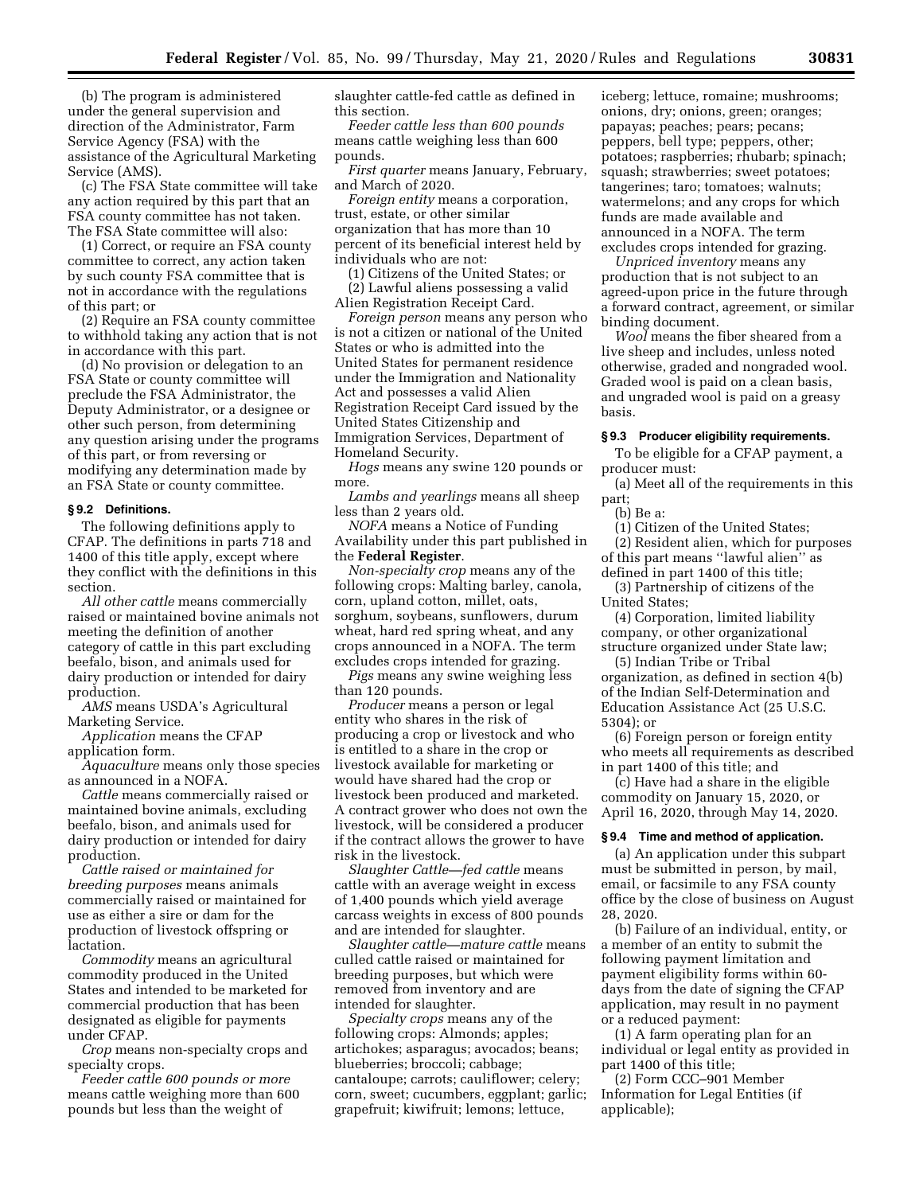(b) The program is administered under the general supervision and direction of the Administrator, Farm Service Agency (FSA) with the assistance of the Agricultural Marketing Service (AMS).

(c) The FSA State committee will take any action required by this part that an FSA county committee has not taken. The FSA State committee will also:

(1) Correct, or require an FSA county committee to correct, any action taken by such county FSA committee that is not in accordance with the regulations of this part; or

(2) Require an FSA county committee to withhold taking any action that is not in accordance with this part.

(d) No provision or delegation to an FSA State or county committee will preclude the FSA Administrator, the Deputy Administrator, or a designee or other such person, from determining any question arising under the programs of this part, or from reversing or modifying any determination made by an FSA State or county committee.

### § 9.2 Definitions.

The following definitions apply to CFAP. The definitions in parts 718 and 1400 of this title apply, except where they conflict with the definitions in this section.

*All other cattle* means commercially raised or maintained bovine animals not meeting the definition of another category of cattle in this part excluding beefalo, bison, and animals used for dairy production or intended for dairy production.

*AMS* means USDA's Agricultural Marketing Service.

*Application* means the CFAP application form.

*Aquaculture* means only those species as announced in a NOFA.

*Cattle* means commercially raised or maintained bovine animals, excluding beefalo, bison, and animals used for dairy production or intended for dairy production.

*Cattle raised or maintained for breeding purposes* means animals commercially raised or maintained for use as either a sire or dam for the production of livestock offspring or lactation.

*Commodity* means an agricultural commodity produced in the United States and intended to be marketed for commercial production that has been designated as eligible for payments under CFAP.

*Crop* means non-specialty crops and specialty crops.

*Feeder cattle 600 pounds or more* means cattle weighing more than 600 pounds but less than the weight of slaughter cattle-fed cattle as defined in this section.

*Feeder cattle less than 600 pounds* means cattle weighing less than 600 pounds.

*First quarter* means January, February, and March of 2020.

*Foreign entity* means a corporation, trust, estate, or other similar organization that has more than 10 percent of its beneficial interest held by individuals who are not:

(1) Citizens of the United States; or

(2) Lawful aliens possessing a valid Alien Registration Receipt Card.

*Foreign person* means any person who is not a citizen or national of the United States or who is admitted into the United States for permanent residence under the Immigration and Nationality Act and possesses a valid Alien Registration Receipt Card issued by the United States Citizenship and Immigration Services, Department of Homeland Security.

*Hogs* means any swine 120 pounds or more.

*Lambs and yearlings* means all sheep less than 2 years old.

*NOFA* means a Notice of Funding Availability under this part published in the **Federal Register**.

*Non-specialty crop* means any of the following crops: Malting barley, canola, corn, upland cotton, millet, oats, sorghum, soybeans, sunflowers, durum wheat, hard red spring wheat, and any crops announced in a NOFA. The term excludes crops intended for grazing.

*Pigs* means any swine weighing less than 120 pounds.

*Producer* means a person or legal entity who shares in the risk of producing a crop or livestock and who is entitled to a share in the crop or livestock available for marketing or would have shared had the crop or livestock been produced and marketed. A contract grower who does not own the livestock, will be considered a producer if the contract allows the grower to have risk in the livestock.

*Slaughter Cattle—fed cattle* means cattle with an average weight in excess of 1,400 pounds which yield average carcass weights in excess of 800 pounds and are intended for slaughter.

*Slaughter cattle—mature cattle* means culled cattle raised or maintained for breeding purposes, but which were removed from inventory and are intended for slaughter.

*Specialty crops* means any of the following crops: Almonds; apples; artichokes; asparagus; avocados; beans; blueberries; broccoli; cabbage; cantaloupe; carrots; cauliflower; celery; corn, sweet; cucumbers, eggplant; garlic; grapefruit; kiwifruit; lemons; lettuce, iceberg; lettuce, romaine; mushrooms; onions, dry; onions, green; oranges; papayas; peaches; pears; pecans; peppers, bell type; peppers, other; potatoes; raspberries; rhubarb; spinach; squash; strawberries; sweet potatoes; tangerines; taro; tomatoes; walnuts; watermelons; and any crops for which funds are made available and announced in a NOFA. The term excludes crops intended for grazing.

*Unpriced inventory* means any production that is not subject to an agreed-upon price in the future through a forward contract, agreement, or similar binding document.

*Wool* means the fiber sheared from a live sheep and includes, unless noted otherwise, graded and nongraded wool. Graded wool is paid on a clean basis, and ungraded wool is paid on a greasy basis.

### § 9.3 Producer eligibility requirements.

To be eligible for a CFAP payment, a producer must:

(a) Meet all of the requirements in this part;

(b) Be a:

(1) Citizen of the United States;

(2) Resident alien, which for purposes of this part means "lawful alien" as defined in part 1400 of this title;

(3) Partnership of citizens of the United States;

(4) Corporation, limited liability company, or other organizational structure organized under State law;

(5) Indian Tribe or Tribal organization, as defined in section 4(b) of the Indian Self-Determination and Education Assistance Act (25 U.S.C. 5304); or

(6) Foreign person or foreign entity who meets all requirements as described in part 1400 of this title; and

(c) Have had a share in the eligible commodity on January 15, 2020, or April 16, 2020, through May 14, 2020.

### § 9.4 Time and method of application.

(a) An application under this subpart must be submitted in person, by mail, email, or facsimile to any FSA county office by the close of business on August 28, 2020.

(b) Failure of an individual, entity, or a member of an entity to submit the following payment limitation and payment eligibility forms within 60-days from the date of signing the CFAP application, may result in no payment or a reduced payment:

(1) A farm operating plan for an individual or legal entity as provided in part 1400 of this title;

(2) Form CCC–901 Member Information for Legal Entities (if applicable);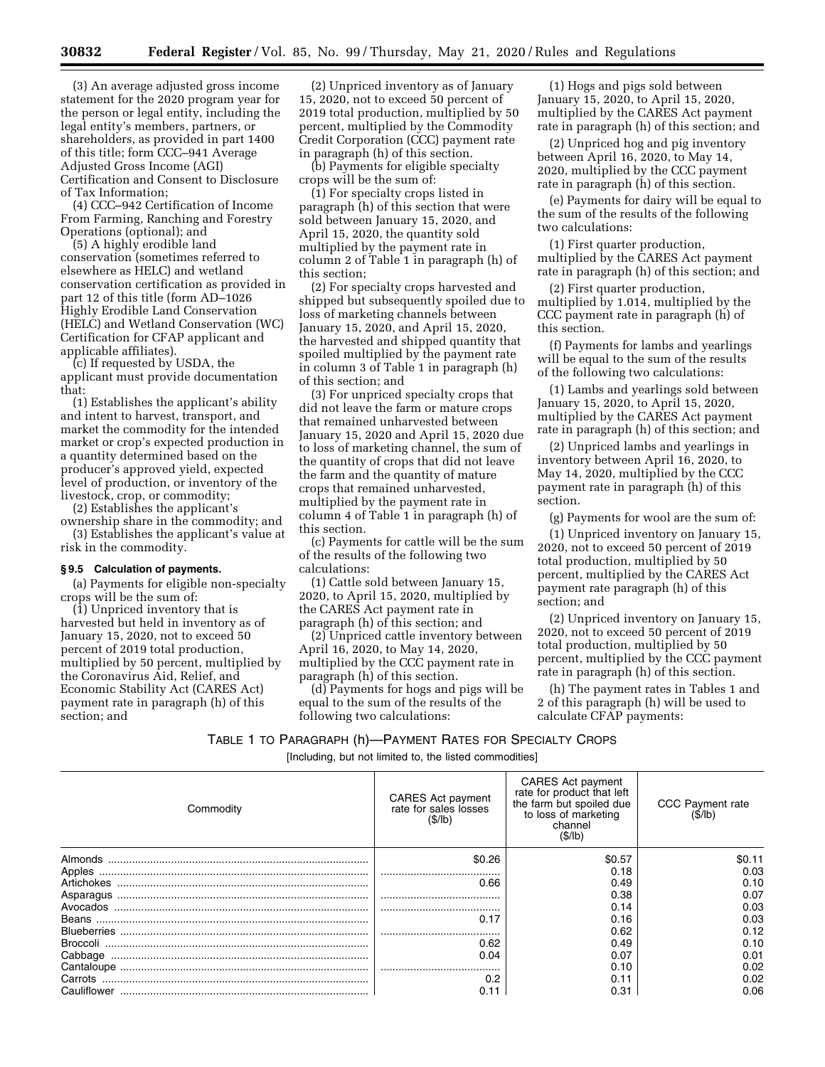(3) An average adjusted gross income statement for the 2020 program year for the person or legal entity, including the legal entity's members, partners, or shareholders, as provided in part 1400 of this title; form CCC–941 Average Adjusted Gross Income (AGI) Certification and Consent to Disclosure of Tax Information;

(4) CCC–942 Certification of Income From Farming, Ranching and Forestry Operations (optional); and

(5) A highly erodible land conservation (sometimes referred to elsewhere as HELC) and wetland conservation certification as provided in part 12 of this title (form AD–1026 Highly Erodible Land Conservation (HELC) and Wetland Conservation (WC) Certification for CFAP applicant and applicable affiliates).

(c) If requested by USDA, the applicant must provide documentation that:

(1) Establishes the applicant's ability and intent to harvest, transport, and market the commodity for the intended market or crop's expected production in a quantity determined based on the producer's approved yield, expected level of production, or inventory of the livestock, crop, or commodity;

(2) Establishes the applicant's ownership share in the commodity; and

(3) Establishes the applicant's value at risk in the commodity.

### § 9.5 Calculation of payments.

(a) Payments for eligible non-specialty crops will be the sum of:

(1) Unpriced inventory that is harvested but held in inventory as of January 15, 2020, not to exceed 50 percent of 2019 total production, multiplied by 50 percent, multiplied by the Coronavirus Aid, Relief, and Economic Stability Act (CARES Act) payment rate in paragraph (h) of this section; and

(2) Unpriced inventory as of January 15, 2020, not to exceed 50 percent of 2019 total production, multiplied by 50 percent, multiplied by the Commodity Credit Corporation (CCC) payment rate in paragraph (h) of this section.

(b) Payments for eligible specialty crops will be the sum of:

(1) For specialty crops listed in paragraph (h) of this section that were sold between January 15, 2020, and April 15, 2020, the quantity sold multiplied by the payment rate in column 2 of Table 1 in paragraph (h) of this section;

(2) For specialty crops harvested and shipped but subsequently spoiled due to loss of marketing channels between January 15, 2020, and April 15, 2020, the harvested and shipped quantity that spoiled multiplied by the payment rate in column 3 of Table 1 in paragraph (h) of this section; and

(3) For unpriced specialty crops that did not leave the farm or mature crops that remained unharvested between January 15, 2020 and April 15, 2020 due to loss of marketing channel, the sum of the quantity of crops that did not leave the farm and the quantity of mature crops that remained unharvested, multiplied by the payment rate in column 4 of Table 1 in paragraph (h) of this section.

(c) Payments for cattle will be the sum of the results of the following two calculations:

(1) Cattle sold between January 15, 2020, to April 15, 2020, multiplied by the CARES Act payment rate in paragraph (h) of this section; and

(2) Unpriced cattle inventory between April 16, 2020, to May 14, 2020, multiplied by the CCC payment rate in paragraph (h) of this section.

(d) Payments for hogs and pigs will be equal to the sum of the results of the following two calculations:

(1) Hogs and pigs sold between January 15, 2020, to April 15, 2020, multiplied by the CARES Act payment rate in paragraph (h) of this section; and

(2) Unpriced hog and pig inventory between April 16, 2020, to May 14, 2020, multiplied by the CCC payment rate in paragraph (h) of this section.

(e) Payments for dairy will be equal to the sum of the results of the following two calculations:

(1) First quarter production, multiplied by the CARES Act payment rate in paragraph (h) of this section; and

(2) First quarter production, multiplied by 1.014, multiplied by the CCC payment rate in paragraph (h) of this section.

(f) Payments for lambs and yearlings will be equal to the sum of the results of the following two calculations:

(1) Lambs and yearlings sold between January 15, 2020, to April 15, 2020, multiplied by the CARES Act payment rate in paragraph (h) of this section; and

(2) Unpriced lambs and yearlings in inventory between April 16, 2020, to May 14, 2020, multiplied by the CCC payment rate in paragraph (h) of this section.

(g) Payments for wool are the sum of:

(1) Unpriced inventory on January 15, 2020, not to exceed 50 percent of 2019 total production, multiplied by 50 percent, multiplied by the CARES Act payment rate paragraph (h) of this section; and

(2) Unpriced inventory on January 15, 2020, not to exceed 50 percent of 2019 total production, multiplied by 50 percent, multiplied by the CCC payment rate in paragraph (h) of this section.

(h) The payment rates in Tables 1 and 2 of this paragraph (h) will be used to calculate CFAP payments:

TABLE 1 TO PARAGRAPH (h)—PAYMENT RATES FOR SPECIALTY CROPS

[Including, but not limited to, the listed commodities]

| Commodity | CARES Act payment rate for sales losses ($/lb) | CARES Act payment rate for product that left the farm but spoiled due to loss of marketing channel ($/lb) | CCC Payment rate ($/lb) |
|---|---|---|---|
| Almonds | $0.26 | $0.57 | $0.11 |
| Apples | | 0.18 | 0.03 |
| Artichokes | 0.66 | 0.49 | 0.10 |
| Asparagus | | 0.38 | 0.07 |
| Avocados | | 0.14 | 0.03 |
| Beans | 0.17 | 0.16 | 0.03 |
| Blueberries | | 0.62 | 0.12 |
| Broccoli | 0.62 | 0.49 | 0.10 |
| Cabbage | 0.04 | 0.07 | 0.01 |
| Cantaloupe | | 0.10 | 0.02 |
| Carrots | 0.2 | 0.11 | 0.02 |
| Cauliflower | 0.11 | 0.31 | 0.06 |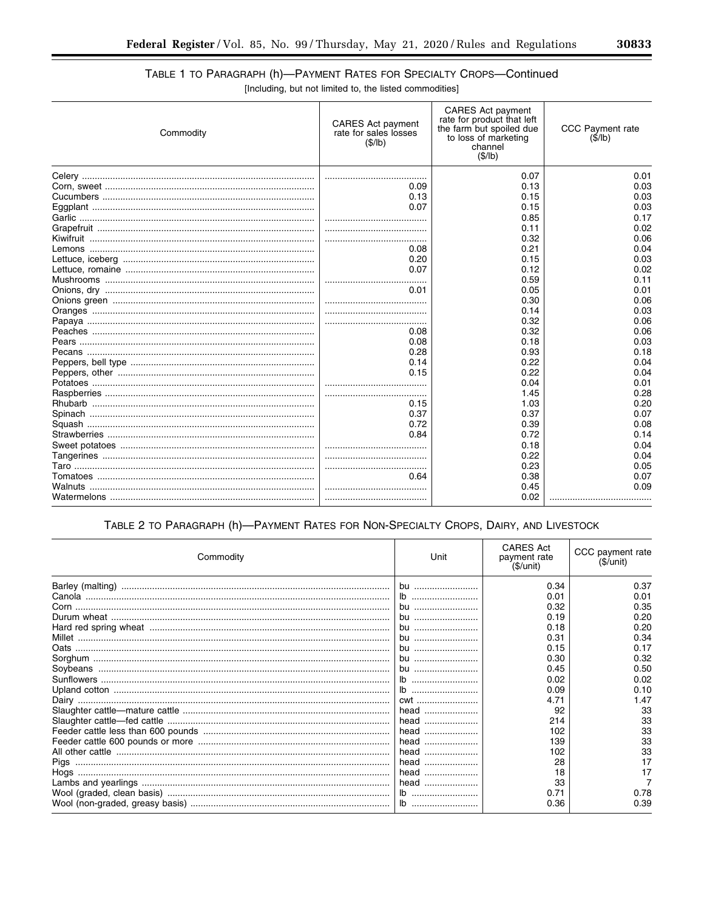### TABLE 1 TO PARAGRAPH (h)—PAYMENT RATES FOR SPECIALTY CROPS—Continued

[Including, but not limited to, the listed commodities]

| Commodity | CARES Act payment rate for sales losses ($/lb) | CARES Act payment rate for product that left the farm but spoiled due to loss of marketing channel ($/lb) | CCC Payment rate ($/lb) |
|---|---|---|---|
| Celery | | 0.07 | 0.01 |
| Corn, sweet | 0.09 | 0.13 | 0.03 |
| Cucumbers | 0.13 | 0.15 | 0.03 |
| Eggplant | 0.07 | 0.15 | 0.03 |
| Garlic | | 0.85 | 0.17 |
| Grapefruit | | 0.11 | 0.02 |
| Kiwifruit | | 0.32 | 0.06 |
| Lemons | 0.08 | 0.21 | 0.04 |
| Lettuce, iceberg | 0.20 | 0.15 | 0.03 |
| Lettuce, romaine | 0.07 | 0.12 | 0.02 |
| Mushrooms | | 0.59 | 0.11 |
| Onions, dry | 0.01 | 0.05 | 0.01 |
| Onions green | | 0.30 | 0.06 |
| Oranges | | 0.14 | 0.03 |
| Papaya | | 0.32 | 0.06 |
| Peaches | 0.08 | 0.32 | 0.06 |
| Pears | 0.08 | 0.18 | 0.03 |
| Pecans | 0.28 | 0.93 | 0.18 |
| Peppers, bell type | 0.14 | 0.22 | 0.04 |
| Peppers, other | 0.15 | 0.22 | 0.04 |
| Potatoes | | 0.04 | 0.01 |
| Raspberries | | 1.45 | 0.28 |
| Rhubarb | 0.15 | 1.03 | 0.20 |
| Spinach | 0.37 | 0.37 | 0.07 |
| Squash | 0.72 | 0.39 | 0.08 |
| Strawberries | 0.84 | 0.72 | 0.14 |
| Sweet potatoes | | 0.18 | 0.04 |
| Tangerines | | 0.22 | 0.04 |
| Taro | | 0.23 | 0.05 |
| Tomatoes | 0.64 | 0.38 | 0.07 |
| Walnuts | | 0.45 | 0.09 |
| Watermelons | | 0.02 | |

### TABLE 2 TO PARAGRAPH (h)—PAYMENT RATES FOR NON-SPECIALTY CROPS, DAIRY, AND LIVESTOCK

| Commodity | Unit | CARES Act payment rate ($/unit) | CCC payment rate ($/unit) |
|---|---|---|---|
| Barley (malting) | bu | 0.34 | 0.37 |
| Canola | lb | 0.01 | 0.01 |
| Corn | bu | 0.32 | 0.35 |
| Durum wheat | bu | 0.19 | 0.20 |
| Hard red spring wheat | bu | 0.18 | 0.20 |
| Millet | bu | 0.31 | 0.34 |
| Oats | bu | 0.15 | 0.17 |
| Sorghum | bu | 0.30 | 0.32 |
| Soybeans | bu | 0.45 | 0.50 |
| Sunflowers | lb | 0.02 | 0.02 |
| Upland cotton | lb | 0.09 | 0.10 |
| Dairy | cwt | 4.71 | 1.47 |
| Slaughter cattle—mature cattle | head | 92 | 33 |
| Slaughter cattle—fed cattle | head | 214 | 33 |
| Feeder cattle less than 600 pounds | head | 102 | 33 |
| Feeder cattle 600 pounds or more | head | 139 | 33 |
| All other cattle | head | 102 | 33 |
| Pigs | head | 28 | 17 |
| Hogs | head | 18 | 17 |
| Lambs and yearlings | head | 33 | 7 |
| Wool (graded, clean basis) | lb | 0.71 | 0.78 |
| Wool (non-graded, greasy basis) | lb | 0.36 | 0.39 |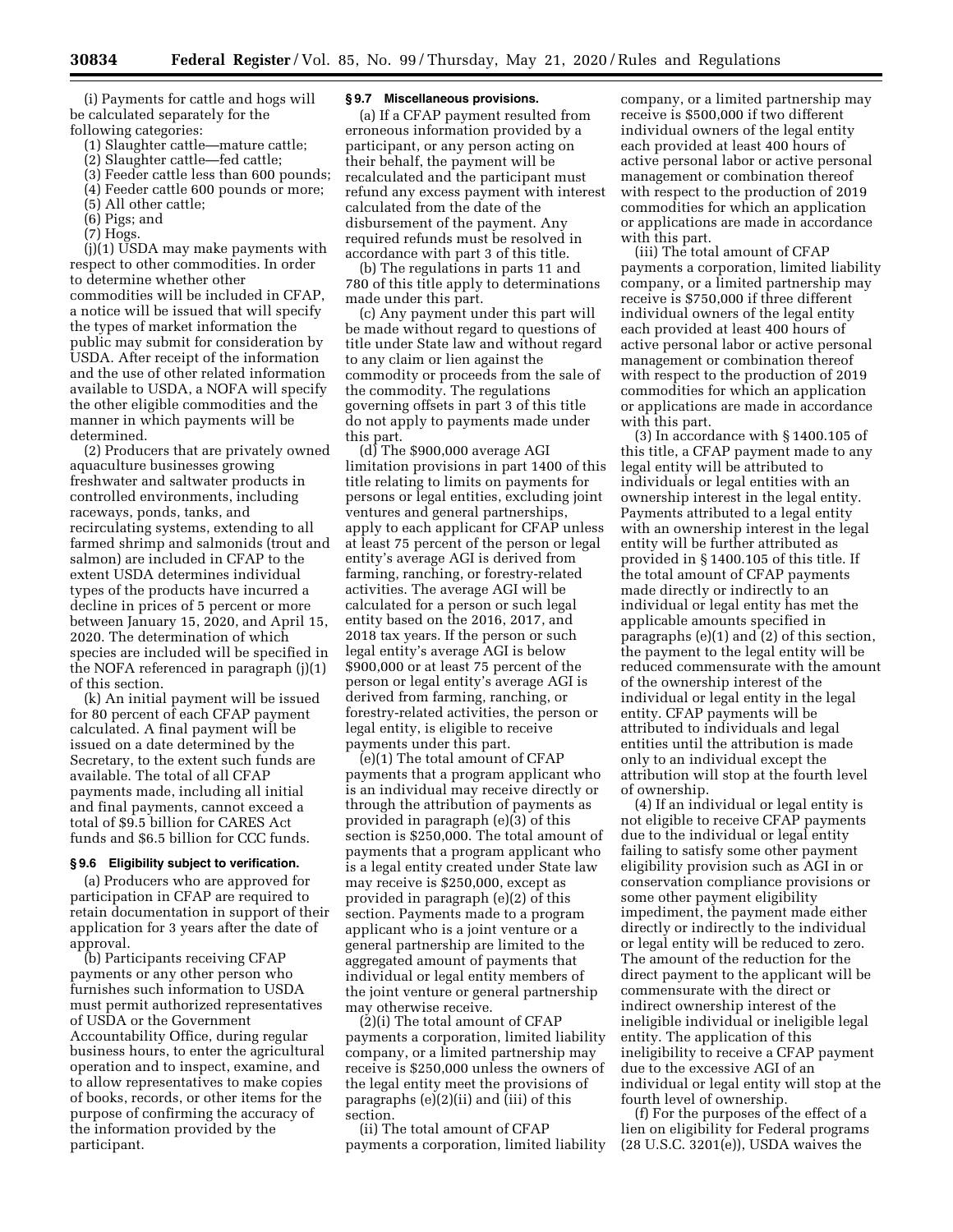(i) Payments for cattle and hogs will be calculated separately for the following categories:

(1) Slaughter cattle—mature cattle;

(2) Slaughter cattle—fed cattle;

(3) Feeder cattle less than 600 pounds;

(4) Feeder cattle 600 pounds or more;

(5) All other cattle;

(6) Pigs; and

(7) Hogs.

(j)(1) USDA may make payments with respect to other commodities. In order to determine whether other commodities will be included in CFAP, a notice will be issued that will specify the types of market information the public may submit for consideration by USDA. After receipt of the information and the use of other related information available to USDA, a NOFA will specify the other eligible commodities and the manner in which payments will be determined.

(2) Producers that are privately owned aquaculture businesses growing freshwater and saltwater products in controlled environments, including raceways, ponds, tanks, and recirculating systems, extending to all farmed shrimp and salmonids (trout and salmon) are included in CFAP to the extent USDA determines individual types of the products have incurred a decline in prices of 5 percent or more between January 15, 2020, and April 15, 2020. The determination of which species are included will be specified in the NOFA referenced in paragraph (j)(1) of this section.

(k) An initial payment will be issued for 80 percent of each CFAP payment calculated. A final payment will be issued on a date determined by the Secretary, to the extent such funds are available. The total of all CFAP payments made, including all initial and final payments, cannot exceed a total of $9.5 billion for CARES Act funds and $6.5 billion for CCC funds.

### § 9.6 Eligibility subject to verification.

(a) Producers who are approved for participation in CFAP are required to retain documentation in support of their application for 3 years after the date of approval.

(b) Participants receiving CFAP payments or any other person who furnishes such information to USDA must permit authorized representatives of USDA or the Government Accountability Office, during regular business hours, to enter the agricultural operation and to inspect, examine, and to allow representatives to make copies of books, records, or other items for the purpose of confirming the accuracy of the information provided by the participant.

### § 9.7 Miscellaneous provisions.

(a) If a CFAP payment resulted from erroneous information provided by a participant, or any person acting on their behalf, the payment will be recalculated and the participant must refund any excess payment with interest calculated from the date of the disbursement of the payment. Any required refunds must be resolved in accordance with part 3 of this title.

(b) The regulations in parts 11 and 780 of this title apply to determinations made under this part.

(c) Any payment under this part will be made without regard to questions of title under State law and without regard to any claim or lien against the commodity or proceeds from the sale of the commodity. The regulations governing offsets in part 3 of this title do not apply to payments made under this part.

(d) The $900,000 average AGI limitation provisions in part 1400 of this title relating to limits on payments for persons or legal entities, excluding joint ventures and general partnerships, apply to each applicant for CFAP unless at least 75 percent of the person or legal entity's average AGI is derived from farming, ranching, or forestry-related activities. The average AGI will be calculated for a person or such legal entity based on the 2016, 2017, and 2018 tax years. If the person or such legal entity's average AGI is below $900,000 or at least 75 percent of the person or legal entity's average AGI is derived from farming, ranching, or forestry-related activities, the person or legal entity, is eligible to receive payments under this part.

(e)(1) The total amount of CFAP payments that a program applicant who is an individual may receive directly or through the attribution of payments as provided in paragraph (e)(3) of this section is $250,000. The total amount of payments that a program applicant who is a legal entity created under State law may receive is $250,000, except as provided in paragraph (e)(2) of this section. Payments made to a program applicant who is a joint venture or a general partnership are limited to the aggregated amount of payments that individual or legal entity members of the joint venture or general partnership may otherwise receive.

(2)(i) The total amount of CFAP payments a corporation, limited liability company, or a limited partnership may receive is $250,000 unless the owners of the legal entity meet the provisions of paragraphs (e)(2)(ii) and (iii) of this section.

(ii) The total amount of CFAP payments a corporation, limited liability company, or a limited partnership may receive is $500,000 if two different individual owners of the legal entity each provided at least 400 hours of active personal labor or active personal management or combination thereof with respect to the production of 2019 commodities for which an application or applications are made in accordance with this part.

(iii) The total amount of CFAP payments a corporation, limited liability company, or a limited partnership may receive is $750,000 if three different individual owners of the legal entity each provided at least 400 hours of active personal labor or active personal management or combination thereof with respect to the production of 2019 commodities for which an application or applications are made in accordance with this part.

(3) In accordance with § 1400.105 of this title, a CFAP payment made to any legal entity will be attributed to individuals or legal entities with an ownership interest in the legal entity. Payments attributed to a legal entity with an ownership interest in the legal entity will be further attributed as provided in § 1400.105 of this title. If the total amount of CFAP payments made directly or indirectly to an individual or legal entity has met the applicable amounts specified in paragraphs (e)(1) and (2) of this section, the payment to the legal entity will be reduced commensurate with the amount of the ownership interest of the individual or legal entity in the legal entity. CFAP payments will be attributed to individuals and legal entities until the attribution is made only to an individual except the attribution will stop at the fourth level of ownership.

(4) If an individual or legal entity is not eligible to receive CFAP payments due to the individual or legal entity failing to satisfy some other payment eligibility provision such as AGI in or conservation compliance provisions or some other payment eligibility impediment, the payment made either directly or indirectly to the individual or legal entity will be reduced to zero. The amount of the reduction for the direct payment to the applicant will be commensurate with the direct or indirect ownership interest of the ineligible individual or ineligible legal entity. The application of this ineligibility to receive a CFAP payment due to the excessive AGI of an individual or legal entity will stop at the fourth level of ownership.

(f) For the purposes of the effect of a lien on eligibility for Federal programs (28 U.S.C. 3201(e)), USDA waives the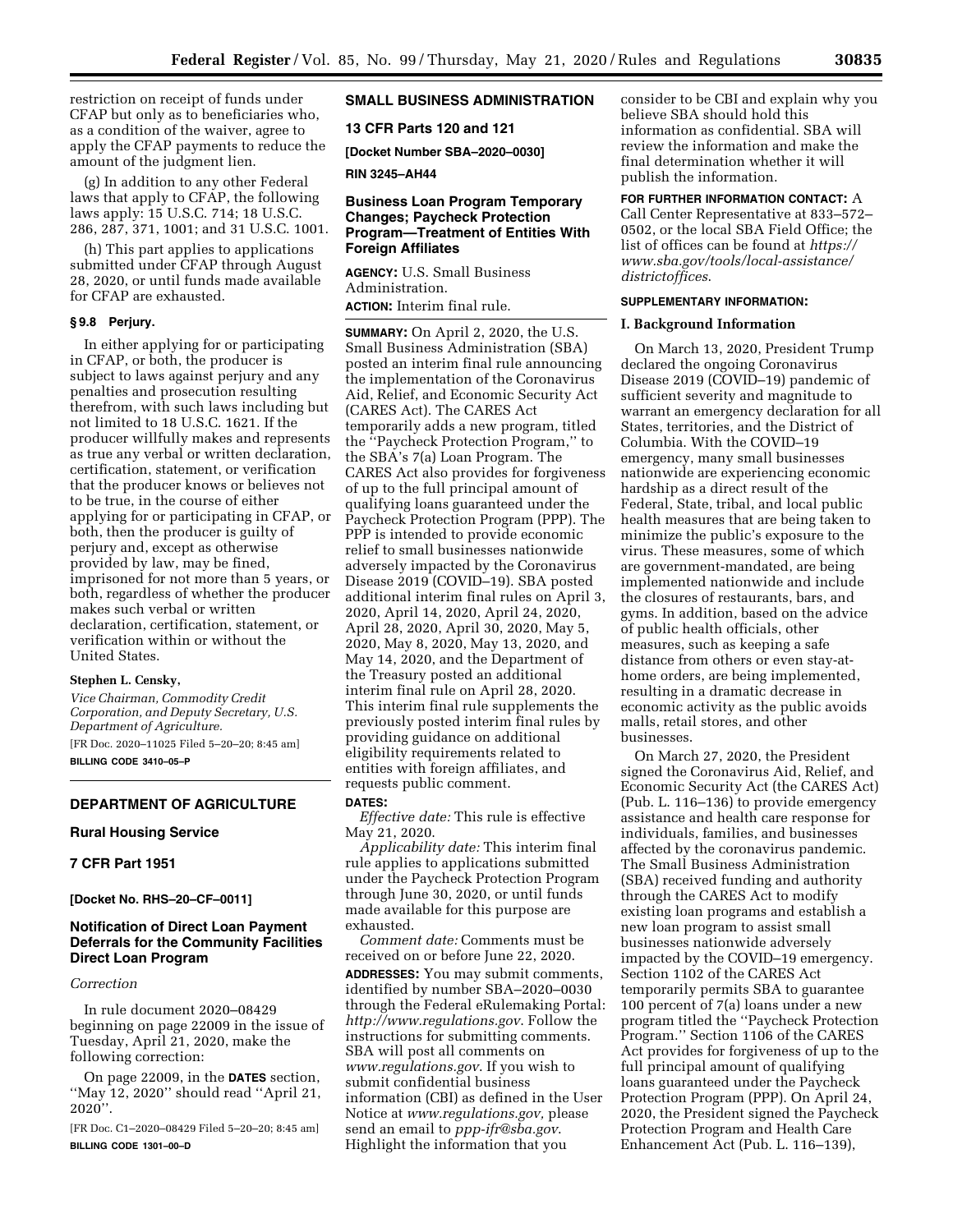restriction on receipt of funds under CFAP but only as to beneficiaries who, as a condition of the waiver, agree to apply the CFAP payments to reduce the amount of the judgment lien.

(g) In addition to any other Federal laws that apply to CFAP, the following laws apply: 15 U.S.C. 714; 18 U.S.C. 286, 287, 371, 1001; and 31 U.S.C. 1001.

(h) This part applies to applications submitted under CFAP through August 28, 2020, or until funds made available for CFAP are exhausted.

### § 9.8 Perjury.

In either applying for or participating in CFAP, or both, the producer is subject to laws against perjury and any penalties and prosecution resulting therefrom, with such laws including but not limited to 18 U.S.C. 1621. If the producer willfully makes and represents as true any verbal or written declaration, certification, statement, or verification that the producer knows or believes not to be true, in the course of either applying for or participating in CFAP, or both, then the producer is guilty of perjury and, except as otherwise provided by law, may be fined, imprisoned for not more than 5 years, or both, regardless of whether the producer makes such verbal or written declaration, certification, statement, or verification within or without the United States.

**Stephen L. Censky,**

*Vice Chairman, Commodity Credit Corporation, and Deputy Secretary, U.S. Department of Agriculture.*

[FR Doc. 2020–11025 Filed 5–20–20; 8:45 am]

**BILLING CODE 3410–05–P**

## DEPARTMENT OF AGRICULTURE

### Rural Housing Service

### 7 CFR Part 1951

**[Docket No. RHS–20–CF–0011]**

### Notification of Direct Loan Payment Deferrals for the Community Facilities Direct Loan Program

*Correction*

In rule document 2020–08429 beginning on page 22009 in the issue of Tuesday, April 21, 2020, make the following correction:

On page 22009, in the **DATES** section, ''May 12, 2020'' should read ''April 21, 2020''.

[FR Doc. C1–2020–08429 Filed 5–20–20; 8:45 am]

**BILLING CODE 1301–00–D**

## SMALL BUSINESS ADMINISTRATION

### 13 CFR Parts 120 and 121

**[Docket Number SBA–2020–0030]**

**RIN 3245–AH44**

### Business Loan Program Temporary Changes; Paycheck Protection Program—Treatment of Entities With Foreign Affiliates

**AGENCY:** U.S. Small Business Administration.

**ACTION:** Interim final rule.

**SUMMARY:** On April 2, 2020, the U.S. Small Business Administration (SBA) posted an interim final rule announcing the implementation of the Coronavirus Aid, Relief, and Economic Security Act (CARES Act). The CARES Act temporarily adds a new program, titled the ''Paycheck Protection Program,'' to the SBA's 7(a) Loan Program. The CARES Act also provides for forgiveness of up to the full principal amount of qualifying loans guaranteed under the Paycheck Protection Program (PPP). The PPP is intended to provide economic relief to small businesses nationwide adversely impacted by the Coronavirus Disease 2019 (COVID–19). SBA posted additional interim final rules on April 3, 2020, April 14, 2020, April 24, 2020, April 28, 2020, April 30, 2020, May 5, 2020, May 8, 2020, May 13, 2020, and May 14, 2020, and the Department of the Treasury posted an additional interim final rule on April 28, 2020. This interim final rule supplements the previously posted interim final rules by providing guidance on additional eligibility requirements related to entities with foreign affiliates, and requests public comment.

**DATES:**

*Effective date:* This rule is effective May 21, 2020.

*Applicability date:* This interim final rule applies to applications submitted under the Paycheck Protection Program through June 30, 2020, or until funds made available for this purpose are exhausted.

*Comment date:* Comments must be received on or before June 22, 2020.

**ADDRESSES:** You may submit comments, identified by number SBA–2020–0030 through the Federal eRulemaking Portal: *http://www.regulations.gov*. Follow the instructions for submitting comments. SBA will post all comments on *www.regulations.gov*. If you wish to submit confidential business information (CBI) as defined in the User Notice at *www.regulations.gov*, please send an email to *ppp-ifr@sba.gov*. Highlight the information that you consider to be CBI and explain why you believe SBA should hold this information as confidential. SBA will review the information and make the final determination whether it will publish the information.

**FOR FURTHER INFORMATION CONTACT:** A Call Center Representative at 833–572–0502, or the local SBA Field Office; the list of offices can be found at *https://www.sba.gov/tools/local-assistance/districtoffices*.

**SUPPLEMENTARY INFORMATION:**

**I. Background Information**

On March 13, 2020, President Trump declared the ongoing Coronavirus Disease 2019 (COVID–19) pandemic of sufficient severity and magnitude to warrant an emergency declaration for all States, territories, and the District of Columbia. With the COVID–19 emergency, many small businesses nationwide are experiencing economic hardship as a direct result of the Federal, State, tribal, and local public health measures that are being taken to minimize the public's exposure to the virus. These measures, some of which are government-mandated, are being implemented nationwide and include the closures of restaurants, bars, and gyms. In addition, based on the advice of public health officials, other measures, such as keeping a safe distance from others or even stay-at-home orders, are being implemented, resulting in a dramatic decrease in economic activity as the public avoids malls, retail stores, and other businesses.

On March 27, 2020, the President signed the Coronavirus Aid, Relief, and Economic Security Act (the CARES Act) (Pub. L. 116–136) to provide emergency assistance and health care response for individuals, families, and businesses affected by the coronavirus pandemic. The Small Business Administration (SBA) received funding and authority through the CARES Act to modify existing loan programs and establish a new loan program to assist small businesses nationwide adversely impacted by the COVID–19 emergency. Section 1102 of the CARES Act temporarily permits SBA to guarantee 100 percent of 7(a) loans under a new program titled the ''Paycheck Protection Program.'' Section 1106 of the CARES Act provides for forgiveness of up to the full principal amount of qualifying loans guaranteed under the Paycheck Protection Program (PPP). On April 24, 2020, the President signed the Paycheck Protection Program and Health Care Enhancement Act (Pub. L. 116–139),